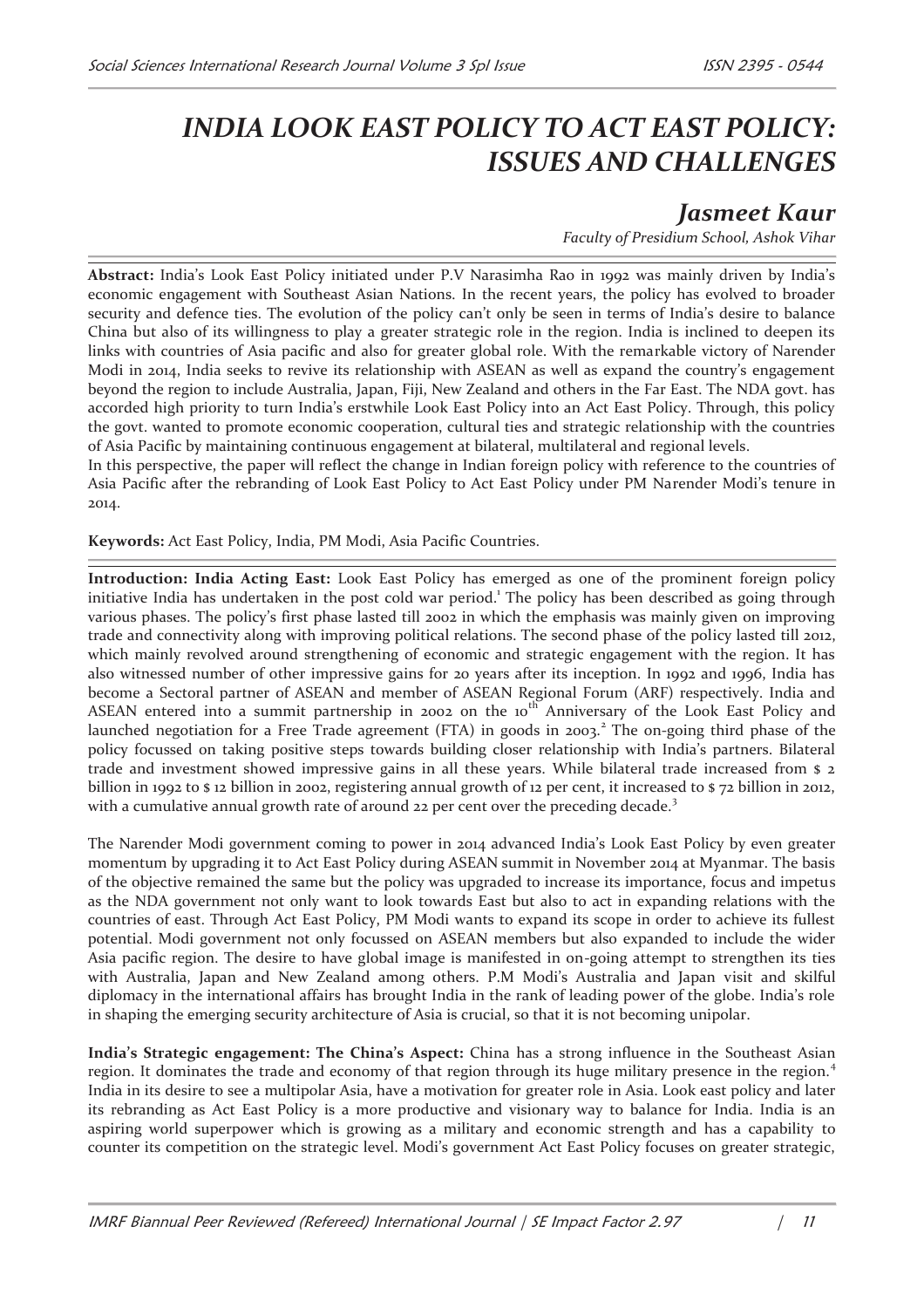# INDIA LOOK EAST POLICY TO ACT EAST POLICY: ISSUES AND CHALLENGES

## *Jasmeet Kaur*

*Faculty of Presidium School, Ashok Vihar*

**Abstract:** India's Look East Policy initiated under P.V Narasimha Rao in 1992 was mainly driven by India's economic engagement with Southeast Asian Nations. In the recent years, the policy has evolved to broader security and defence ties. The evolution of the policy can't only be seen in terms of India's desire to balance China but also of its willingness to play a greater strategic role in the region. India is inclined to deepen its links with countries of Asia pacific and also for greater global role. With the remarkable victory of Narender Modi in 2014, India seeks to revive its relationship with ASEAN as well as expand the country's engagement beyond the region to include Australia, Japan, Fiji, New Zealand and others in the Far East. The NDA govt. has accorded high priority to turn India's erstwhile Look East Policy into an Act East Policy. Through, this policy the govt. wanted to promote economic cooperation, cultural ties and strategic relationship with the countries of Asia Pacific by maintaining continuous engagement at bilateral, multilateral and regional levels.

In this perspective, the paper will reflect the change in Indian foreign policy with reference to the countries of Asia Pacific after the rebranding of Look East Policy to Act East Policy under PM Narender Modi's tenure in 2014.

**Keywords:** Act East Policy, India, PM Modi, Asia Pacific Countries.

**Introduction: India Acting East:** Look East Policy has emerged as one of the prominent foreign policy initiative India has undertaken in the post cold war period.[1] The policy has been described as going through various phases. The policy's first phase lasted till 2002 in which the emphasis was mainly given on improving trade and connectivity along with improving political relations. The second phase of the policy lasted till 2012, which mainly revolved around strengthening of economic and strategic engagement with the region. It has also witnessed number of other impressive gains for 20 years after its inception. In 1992 and 1996, India has become a Sectoral partner of ASEAN and member of ASEAN Regional Forum (ARF) respectively. India and ASEAN entered into a summit partnership in 2002 on the 10th Anniversary of the Look East Policy and launched negotiation for a Free Trade agreement (FTA) in goods in 2003.[2] The on-going third phase of the policy focussed on taking positive steps towards building closer relationship with India's partners. Bilateral trade and investment showed impressive gains in all these years. While bilateral trade increased from $ 2 billion in 1992 to $ 12 billion in 2002, registering annual growth of 12 per cent, it increased to $ 72 billion in 2012, with a cumulative annual growth rate of around 22 per cent over the preceding decade.[3]

The Narender Modi government coming to power in 2014 advanced India's Look East Policy by even greater momentum by upgrading it to Act East Policy during ASEAN summit in November 2014 at Myanmar. The basis of the objective remained the same but the policy was upgraded to increase its importance, focus and impetus as the NDA government not only want to look towards East but also to act in expanding relations with the countries of east. Through Act East Policy, PM Modi wants to expand its scope in order to achieve its fullest potential. Modi government not only focussed on ASEAN members but also expanded to include the wider Asia pacific region. The desire to have global image is manifested in on-going attempt to strengthen its ties with Australia, Japan and New Zealand among others. P.M Modi's Australia and Japan visit and skilful diplomacy in the international affairs has brought India in the rank of leading power of the globe. India's role in shaping the emerging security architecture of Asia is crucial, so that it is not becoming unipolar.

**India's Strategic engagement: The China's Aspect:** China has a strong influence in the Southeast Asian region. It dominates the trade and economy of that region through its huge military presence in the region.[4] India in its desire to see a multipolar Asia, have a motivation for greater role in Asia. Look east policy and later its rebranding as Act East Policy is a more productive and visionary way to balance for India. India is an aspiring world superpower which is growing as a military and economic strength and has a capability to counter its competition on the strategic level. Modi's government Act East Policy focuses on greater strategic,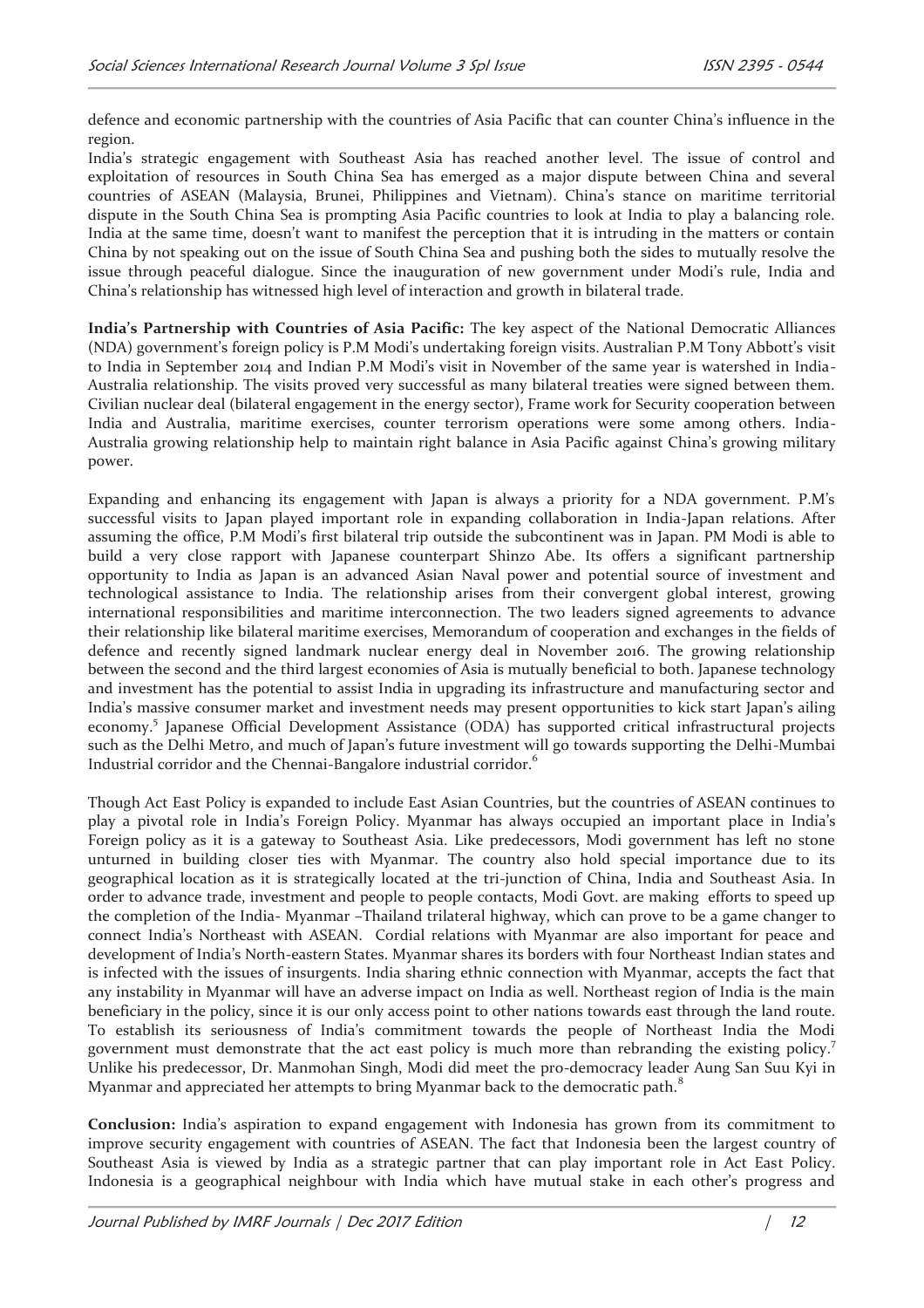defence and economic partnership with the countries of Asia Pacific that can counter China's influence in the region.

India's strategic engagement with Southeast Asia has reached another level. The issue of control and exploitation of resources in South China Sea has emerged as a major dispute between China and several countries of ASEAN (Malaysia, Brunei, Philippines and Vietnam). China's stance on maritime territorial dispute in the South China Sea is prompting Asia Pacific countries to look at India to play a balancing role. India at the same time, doesn't want to manifest the perception that it is intruding in the matters or contain China by not speaking out on the issue of South China Sea and pushing both the sides to mutually resolve the issue through peaceful dialogue. Since the inauguration of new government under Modi's rule, India and China's relationship has witnessed high level of interaction and growth in bilateral trade.

**India's Partnership with Countries of Asia Pacific:** The key aspect of the National Democratic Alliances (NDA) government's foreign policy is P.M Modi's undertaking foreign visits. Australian P.M Tony Abbott's visit to India in September 2014 and Indian P.M Modi's visit in November of the same year is watershed in India-Australia relationship. The visits proved very successful as many bilateral treaties were signed between them. Civilian nuclear deal (bilateral engagement in the energy sector), Frame work for Security cooperation between India and Australia, maritime exercises, counter terrorism operations were some among others. India-Australia growing relationship help to maintain right balance in Asia Pacific against China's growing military power.

Expanding and enhancing its engagement with Japan is always a priority for a NDA government. P.M's successful visits to Japan played important role in expanding collaboration in India-Japan relations. After assuming the office, P.M Modi's first bilateral trip outside the subcontinent was in Japan. PM Modi is able to build a very close rapport with Japanese counterpart Shinzo Abe. Its offers a significant partnership opportunity to India as Japan is an advanced Asian Naval power and potential source of investment and technological assistance to India. The relationship arises from their convergent global interest, growing international responsibilities and maritime interconnection. The two leaders signed agreements to advance their relationship like bilateral maritime exercises, Memorandum of cooperation and exchanges in the fields of defence and recently signed landmark nuclear energy deal in November 2016. The growing relationship between the second and the third largest economies of Asia is mutually beneficial to both. Japanese technology and investment has the potential to assist India in upgrading its infrastructure and manufacturing sector and India's massive consumer market and investment needs may present opportunities to kick start Japan's ailing economy.[5] Japanese Official Development Assistance (ODA) has supported critical infrastructural projects such as the Delhi Metro, and much of Japan's future investment will go towards supporting the Delhi-Mumbai Industrial corridor and the Chennai-Bangalore industrial corridor.[6]

Though Act East Policy is expanded to include East Asian Countries, but the countries of ASEAN continues to play a pivotal role in India's Foreign Policy. Myanmar has always occupied an important place in India's Foreign policy as it is a gateway to Southeast Asia. Like predecessors, Modi government has left no stone unturned in building closer ties with Myanmar. The country also hold special importance due to its geographical location as it is strategically located at the tri-junction of China, India and Southeast Asia. In order to advance trade, investment and people to people contacts, Modi Govt. are making efforts to speed up the completion of the India- Myanmar –Thailand trilateral highway, which can prove to be a game changer to connect India's Northeast with ASEAN. Cordial relations with Myanmar are also important for peace and development of India's North-eastern States. Myanmar shares its borders with four Northeast Indian states and is infected with the issues of insurgents. India sharing ethnic connection with Myanmar, accepts the fact that any instability in Myanmar will have an adverse impact on India as well. Northeast region of India is the main beneficiary in the policy, since it is our only access point to other nations towards east through the land route. To establish its seriousness of India's commitment towards the people of Northeast India the Modi government must demonstrate that the act east policy is much more than rebranding the existing policy.[7] Unlike his predecessor, Dr. Manmohan Singh, Modi did meet the pro-democracy leader Aung San Suu Kyi in Myanmar and appreciated her attempts to bring Myanmar back to the democratic path.[8]

**Conclusion:** India's aspiration to expand engagement with Indonesia has grown from its commitment to improve security engagement with countries of ASEAN. The fact that Indonesia been the largest country of Southeast Asia is viewed by India as a strategic partner that can play important role in Act East Policy. Indonesia is a geographical neighbour with India which have mutual stake in each other's progress and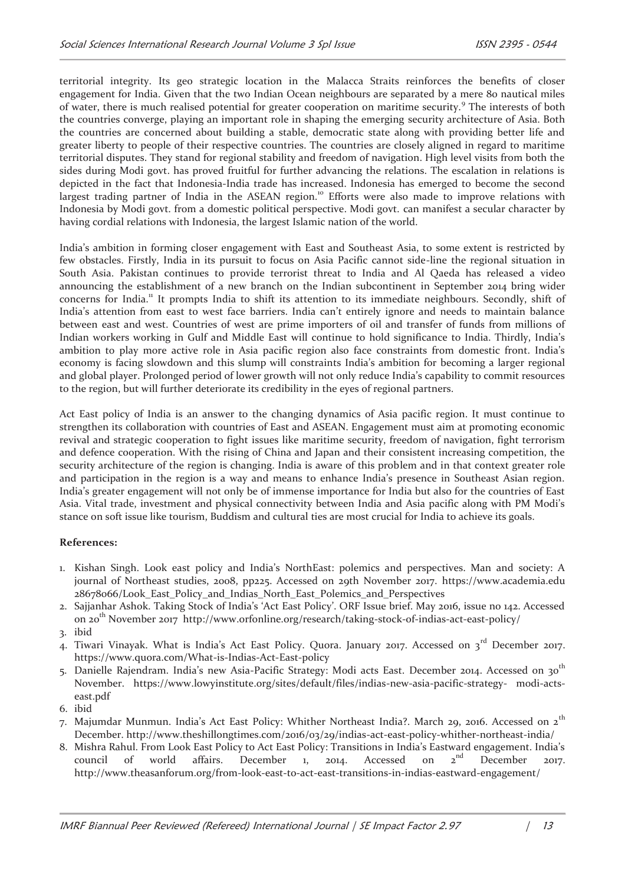territorial integrity. Its geo strategic location in the Malacca Straits reinforces the benefits of closer engagement for India. Given that the two Indian Ocean neighbours are separated by a mere 80 nautical miles of water, there is much realised potential for greater cooperation on maritime security.[9] The interests of both the countries converge, playing an important role in shaping the emerging security architecture of Asia. Both the countries are concerned about building a stable, democratic state along with providing better life and greater liberty to people of their respective countries. The countries are closely aligned in regard to maritime territorial disputes. They stand for regional stability and freedom of navigation. High level visits from both the sides during Modi govt. has proved fruitful for further advancing the relations. The escalation in relations is depicted in the fact that Indonesia-India trade has increased. Indonesia has emerged to become the second largest trading partner of India in the ASEAN region.[10] Efforts were also made to improve relations with Indonesia by Modi govt. from a domestic political perspective. Modi govt. can manifest a secular character by having cordial relations with Indonesia, the largest Islamic nation of the world.

India's ambition in forming closer engagement with East and Southeast Asia, to some extent is restricted by few obstacles. Firstly, India in its pursuit to focus on Asia Pacific cannot side-line the regional situation in South Asia. Pakistan continues to provide terrorist threat to India and Al Qaeda has released a video announcing the establishment of a new branch on the Indian subcontinent in September 2014 bring wider concerns for India.[11] It prompts India to shift its attention to its immediate neighbours. Secondly, shift of India's attention from east to west face barriers. India can't entirely ignore and needs to maintain balance between east and west. Countries of west are prime importers of oil and transfer of funds from millions of Indian workers working in Gulf and Middle East will continue to hold significance to India. Thirdly, India's ambition to play more active role in Asia pacific region also face constraints from domestic front. India's economy is facing slowdown and this slump will constraints India's ambition for becoming a larger regional and global player. Prolonged period of lower growth will not only reduce India's capability to commit resources to the region, but will further deteriorate its credibility in the eyes of regional partners.

Act East policy of India is an answer to the changing dynamics of Asia pacific region. It must continue to strengthen its collaboration with countries of East and ASEAN. Engagement must aim at promoting economic revival and strategic cooperation to fight issues like maritime security, freedom of navigation, fight terrorism and defence cooperation. With the rising of China and Japan and their consistent increasing competition, the security architecture of the region is changing. India is aware of this problem and in that context greater role and participation in the region is a way and means to enhance India's presence in Southeast Asian region. India's greater engagement will not only be of immense importance for India but also for the countries of East Asia. Vital trade, investment and physical connectivity between India and Asia pacific along with PM Modi's stance on soft issue like tourism, Buddism and cultural ties are most crucial for India to achieve its goals.

**References:**

1. Kishan Singh. Look east policy and India's NorthEast: polemics and perspectives. Man and society: A journal of Northeast studies, 2008, pp225. Accessed on 29th November 2017. https://www.academia.edu 28678066/Look_East_Policy_and_Indias_North_East_Polemics_and_Perspectives
2. Sajjanhar Ashok. Taking Stock of India's 'Act East Policy'. ORF Issue brief. May 2016, issue no 142. Accessed on 20th November 2017 http://www.orfonline.org/research/taking-stock-of-indias-act-east-policy/
3. ibid
4. Tiwari Vinayak. What is India's Act East Policy. Quora. January 2017. Accessed on 3rd December 2017. https://www.quora.com/What-is-Indias-Act-East-policy
5. Danielle Rajendram. India's new Asia-Pacific Strategy: Modi acts East. December 2014. Accessed on 30th November. https://www.lowyinstitute.org/sites/default/files/indias-new-asia-pacific-strategy- modi-acts-east.pdf
6. ibid
7. Majumdar Munmun. India's Act East Policy: Whither Northeast India?. March 29, 2016. Accessed on 2th December. http://www.theshillongtimes.com/2016/03/29/indias-act-east-policy-whither-northeast-india/
8. Mishra Rahul. From Look East Policy to Act East Policy: Transitions in India's Eastward engagement. India's council of world affairs. December 1, 2014. Accessed on 2nd December 2017. http://www.theasanforum.org/from-look-east-to-act-east-transitions-in-indias-eastward-engagement/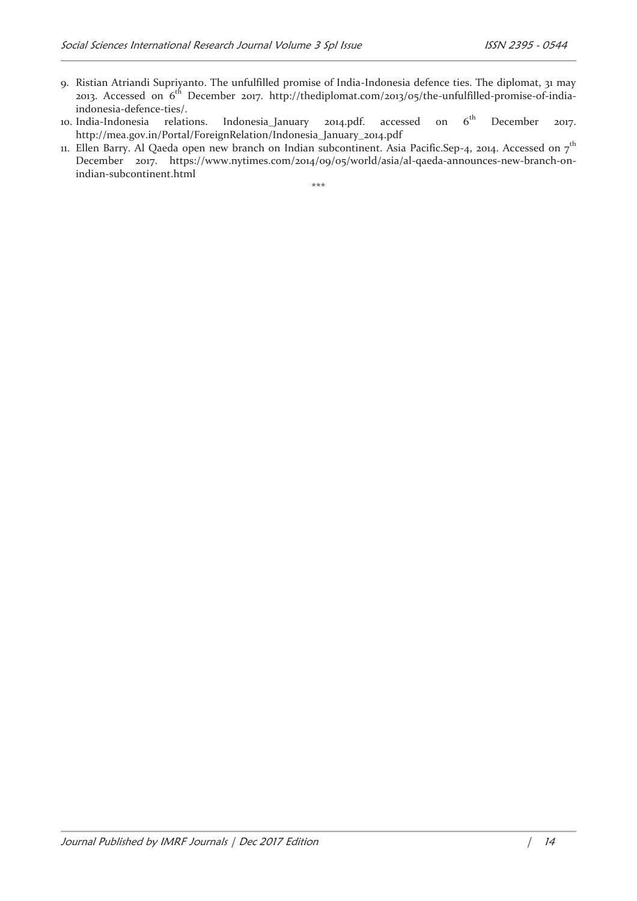9. Ristian Atriandi Supriyanto. The unfulfilled promise of India-Indonesia defence ties. The diplomat, 31 may 2013. Accessed on 6th December 2017. http://thediplomat.com/2013/05/the-unfulfilled-promise-of-india-indonesia-defence-ties/.
10. India-Indonesia relations. Indonesia_January 2014.pdf. accessed on 6th December 2017. http://mea.gov.in/Portal/ForeignRelation/Indonesia_January_2014.pdf
11. Ellen Barry. Al Qaeda open new branch on Indian subcontinent. Asia Pacific.Sep-4, 2014. Accessed on 7th December 2017. https://www.nytimes.com/2014/09/05/world/asia/al-qaeda-announces-new-branch-on-indian-subcontinent.html

***